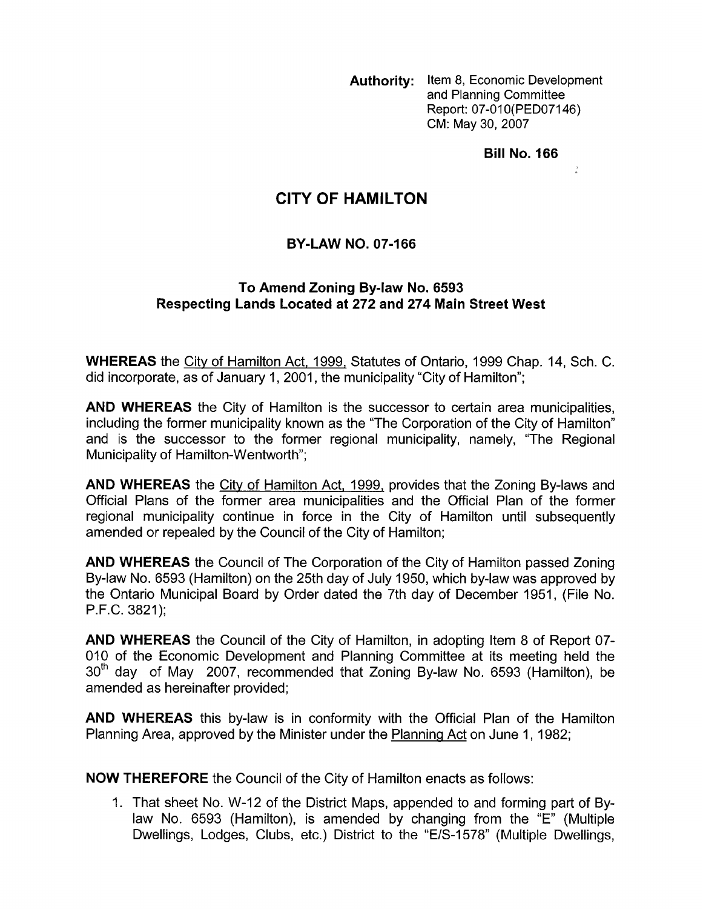**Authority:** Item 8, Economic Development and Planning Committee Report: 07-010(PED07146) CM: May 30, 2007

**Bill No. 166**

# CITY OF HAMILTON

## BY-LAW NO. 07-166

### To Amend Zoning By-law No. 6593 Respecting Lands Located at 272 and 274 Main Street West

**WHEREAS** the City of Hamilton Act, 1999, Statutes of Ontario, 1999 Chap. 14, Sch. C. did incorporate, as of January 1, 2001, the municipality "City of Hamilton";

**AND WHEREAS** the City of Hamilton is the successor to certain area municipalities, including the former municipality known as the "The Corporation of the City of Hamilton" and is the successor to the former regional municipality, namely, "The Regional Municipality of Hamilton-Wentworth";

**AND WHEREAS** the City of Hamilton Act, 1999, provides that the Zoning By-laws and Official Plans of the former area municipalities and the Official Plan of the former regional municipality continue in force in the City of Hamilton until subsequently amended or repealed by the Council of the City of Hamilton;

**AND WHEREAS** the Council of The Corporation of the City of Hamilton passed Zoning By-law No. 6593 (Hamilton) on the 25th day of July 1950, which by-law was approved by the Ontario Municipal Board by Order dated the 7th day of December 1951, (File No. P.F.C. 3821);

**AND WHEREAS** the Council of the City of Hamilton, in adopting Item 8 of Report 07-010 of the Economic Development and Planning Committee at its meeting held the 30th day of May 2007, recommended that Zoning By-law No. 6593 (Hamilton), be amended as hereinafter provided;

**AND WHEREAS** this by-law is in conformity with the Official Plan of the Hamilton Planning Area, approved by the Minister under the Planning Act on June 1, 1982;

**NOW THEREFORE** the Council of the City of Hamilton enacts as follows:

1. That sheet No. W-12 of the District Maps, appended to and forming part of By-law No. 6593 (Hamilton), is amended by changing from the "E" (Multiple Dwellings, Lodges, Clubs, etc.) District to the "E/S-1578" (Multiple Dwellings,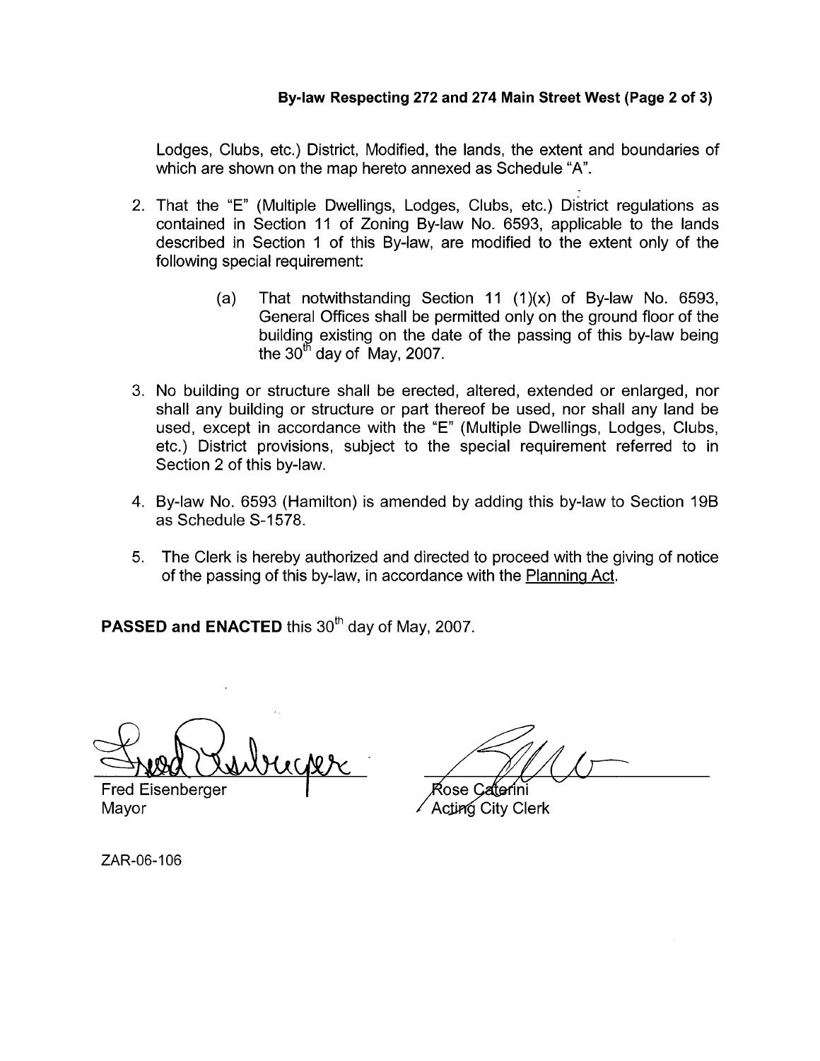Lodges, Clubs, etc.) District, Modified, the lands, the extent and boundaries of which are shown on the map hereto annexed as Schedule "A".

2. That the "E" (Multiple Dwellings, Lodges, Clubs, etc.) District regulations as contained in Section 11 of Zoning By-law No. 6593, applicable to the lands described in Section 1 of this By-law, are modified to the extent only of the following special requirement:

   (a) That notwithstanding Section 11 (1)(x) of By-law No. 6593, General Offices shall be permitted only on the ground floor of the building existing on the date of the passing of this by-law being the 30th day of May, 2007.

3. No building or structure shall be erected, altered, extended or enlarged, nor shall any building or structure or part thereof be used, nor shall any land be used, except in accordance with the "E" (Multiple Dwellings, Lodges, Clubs, etc.) District provisions, subject to the special requirement referred to in Section 2 of this by-law.

4. By-law No. 6593 (Hamilton) is amended by adding this by-law to Section 19B as Schedule S-1578.

5. The Clerk is hereby authorized and directed to proceed with the giving of notice of the passing of this by-law, in accordance with the Planning Act.

**PASSED and ENACTED** this 30th day of May, 2007.

Fred Eisenberger
Mayor

Rose Caterini
Acting City Clerk

ZAR-06-106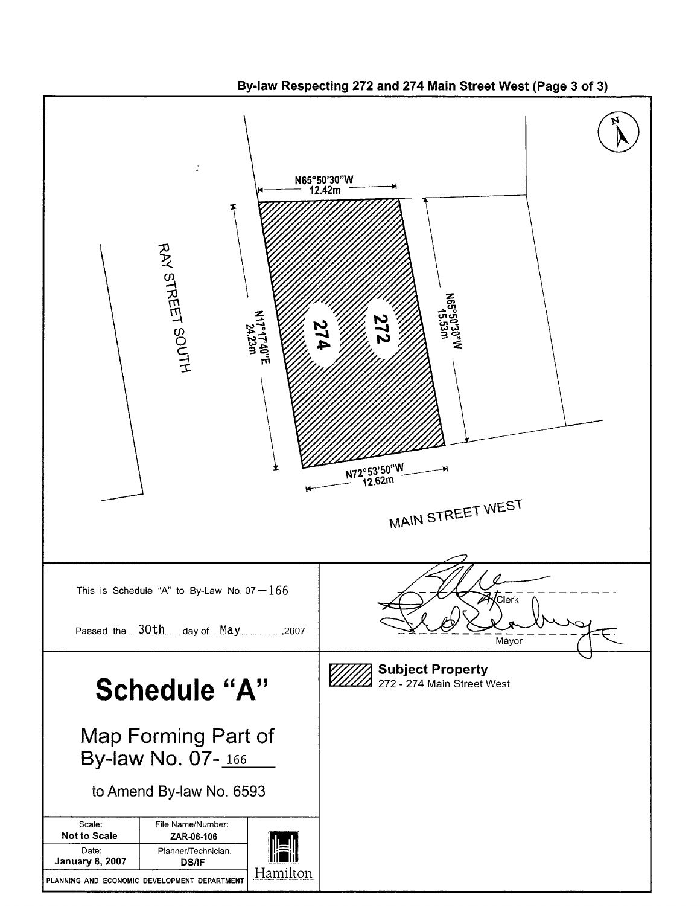By-law Respecting 272 and 274 Main Street West (Page 3 of 3)

N65°50'30"W
12.42m

RAY STREET SOUTH

N17°17'40"E
24.23m

274

272

N65°50'30"W
15.53m

N72°53'50"W
12.62m

MAIN STREET WEST

This is Schedule "A" to By-Law No. 07–166

Passed the 30th day of May, 2007

Clerk

Mayor

# Schedule "A"

## Map Forming Part of By-law No. 07-166

to Amend By-law No. 6593

Subject Property
272 - 274 Main Street West

| Scale: | File Name/Number: |
|---|---|
| **Not to Scale** | **ZAR-06-106** |
| Date: | Planner/Technician: |
| **January 8, 2007** | **DS/IF** |

PLANNING AND ECONOMIC DEVELOPMENT DEPARTMENT

Hamilton